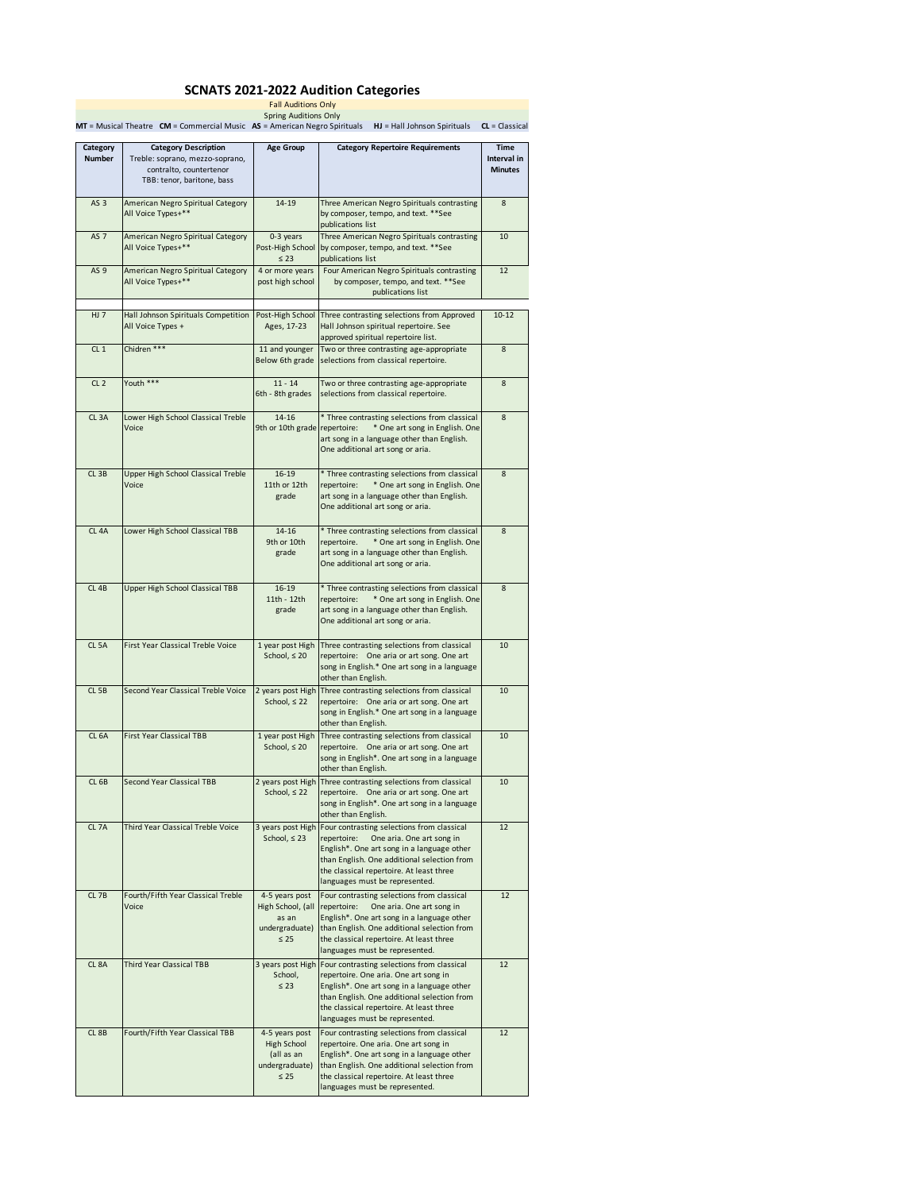# SCNATS 2021-2022 Audition Categories

Fall Auditions Only

Spring Auditions Only

**MT** = Musical Theatre **CM** = Commercial Music **AS** = American Negro Spirituals **HJ** = Hall Johnson Spirituals **CL** = Classical

| Category Number | Category Description<br>Treble: soprano, mezzo-soprano, contralto, countertenor<br>TBB: tenor, baritone, bass | Age Group | Category Repertoire Requirements | Time Interval in Minutes |
|---|---|---|---|---|
| AS 3 | American Negro Spiritual Category All Voice Types+** | 14-19 | Three American Negro Spirituals contrasting by composer, tempo, and text. **See publications list | 8 |
| AS 7 | American Negro Spiritual Category All Voice Types+** | 0-3 years Post-High School ≤ 23 | Three American Negro Spirituals contrasting by composer, tempo, and text. **See publications list | 10 |
| AS 9 | American Negro Spiritual Category All Voice Types+** | 4 or more years post high school | Four American Negro Spirituals contrasting by composer, tempo, and text. **See publications list | 12 |
| | | | | |
| HJ 7 | Hall Johnson Spirituals Competition All Voice Types + | Post-High School Ages, 17-23 | Three contrasting selections from Approved Hall Johnson spiritual repertoire. See approved spiritual repertoire list. | 10-12 |
| CL 1 | Chidren *** | 11 and younger Below 6th grade | Two or three contrasting age-appropriate selections from classical repertoire. | 8 |
| CL 2 | Youth *** | 11 - 14 6th - 8th grades | Two or three contrasting age-appropriate selections from classical repertoire. | 8 |
| CL 3A | Lower High School Classical Treble Voice | 14-16 9th or 10th grade | * Three contrasting selections from classical repertoire: * One art song in English. One art song in a language other than English. One additional art song or aria. | 8 |
| CL 3B | Upper High School Classical Treble Voice | 16-19 11th or 12th grade | * Three contrasting selections from classical repertoire: * One art song in English. One art song in a language other than English. One additional art song or aria. | 8 |
| CL 4A | Lower High School Classical TBB | 14-16 9th or 10th grade | * Three contrasting selections from classical repertoire. * One art song in English. One art song in a language other than English. One additional art song or aria. | 8 |
| CL 4B | Upper High School Classical TBB | 16-19 11th - 12th grade | * Three contrasting selections from classical repertoire: * One art song in English. One art song in a language other than English. One additional art song or aria. | 8 |
| CL 5A | First Year Classical Treble Voice | 1 year post High School, ≤ 20 | Three contrasting selections from classical repertoire: One aria or art song. One art song in English.* One art song in a language other than English. | 10 |
| CL 5B | Second Year Classical Treble Voice | 2 years post High School, ≤ 22 | Three contrasting selections from classical repertoire: One aria or art song. One art song in English.* One art song in a language other than English. | 10 |
| CL 6A | First Year Classical TBB | 1 year post High School, ≤ 20 | Three contrasting selections from classical repertoire. One aria or art song. One art song in English*. One art song in a language other than English. | 10 |
| CL 6B | Second Year Classical TBB | 2 years post High School, ≤ 22 | Three contrasting selections from classical repertoire. One aria or art song. One art song in English*. One art song in a language other than English. | 10 |
| CL 7A | Third Year Classical Treble Voice | 3 years post High School, ≤ 23 | Four contrasting selections from classical repertoire: One aria. One art song in English*. One art song in a language other than English. One additional selection from the classical repertoire. At least three languages must be represented. | 12 |
| CL 7B | Fourth/Fifth Year Classical Treble Voice | 4-5 years post High School, (all as an undergraduate) ≤ 25 | Four contrasting selections from classical repertoire: One aria. One art song in English*. One art song in a language other than English. One additional selection from the classical repertoire. At least three languages must be represented. | 12 |
| CL 8A | Third Year Classical TBB | 3 years post High School, ≤ 23 | Four contrasting selections from classical repertoire. One aria. One art song in English*. One art song in a language other than English. One additional selection from the classical repertoire. At least three languages must be represented. | 12 |
| CL 8B | Fourth/Fifth Year Classical TBB | 4-5 years post High School (all as an undergraduate) ≤ 25 | Four contrasting selections from classical repertoire. One aria. One art song in English*. One art song in a language other than English. One additional selection from the classical repertoire. At least three languages must be represented. | 12 |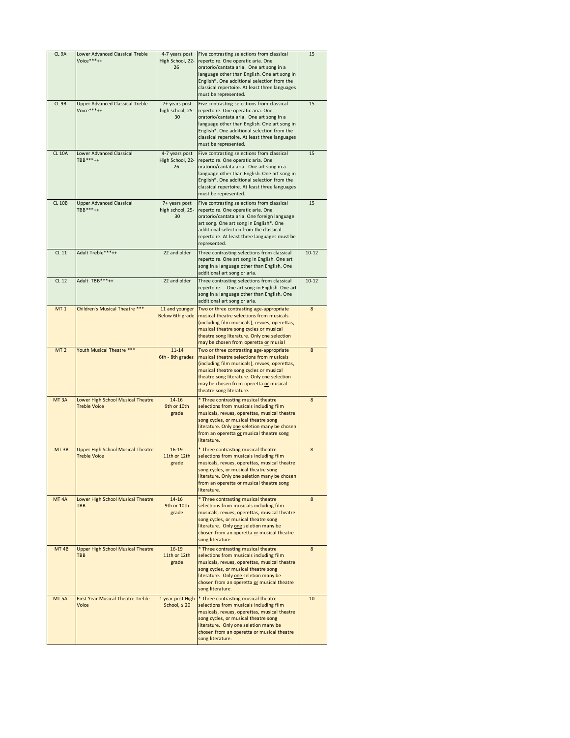| CL 9A | Lower Advanced Classical Treble Voice***++ | 4-7 years post High School, 22-26 | Five contrasting selections from classical repertoire. One operatic aria. One oratorio/cantata aria. One art song in a language other than English. One art song in English*. One additional selection from the classical repertoire. At least three languages must be represented. | 15 |
|---|---|---|---|---|
| CL 9B | Upper Advanced Classical Treble Voice***++ | 7+ years post high school, 25-30 | Five contrasting selections from classical repertoire. One operatic aria. One oratorio/cantata aria. One art song in a language other than English. One art song in English*. One additional selection from the classical repertoire. At least three languages must be represented. | 15 |
| CL 10A | Lower Advanced Classical TBB***++ | 4-7 years post High School, 22-26 | Five contrasting selections from classical repertoire. One operatic aria. One oratorio/cantata aria. One art song in a language other than English. One art song in English*. One additional selection from the classical repertoire. At least three languages must be represented. | 15 |
| CL 10B | Upper Advanced Classical TBB***++ | 7+ years post high school, 25-30 | Five contrasting selections from classical repertoire. One operatic aria. One oratorio/cantata aria. One foreign language art song. One art song in English*. One additional selection from the classical repertoire. At least three languages must be represented. | 15 |
| CL 11 | Adult Treble***++ | 22 and older | Three contrasting selections from classical repertoire. One art song in English. One art song in a language other than English. One additional art song or aria. | 10-12 |
| CL 12 | Adult TBB***++ | 22 and older | Three contrasting selections from classical repertoire. One art song in English. One art song in a language other than English. One additional art song or aria. | 10-12 |
| MT 1 | Children's Musical Theatre *** | 11 and younger Below 6th grade | Two or three contrasting age-appropriate musical theatre selections from musicals (including film musicals), revues, operettas, musical theatre song cycles or musical theatre song literature. Only one selection may be chosen from operetta or musial | 8 |
| MT 2 | Youth Musical Theatre *** | 11-14 6th - 8th grades | Two or three contrasting age-appropriate musical theatre selections from musicals (including film musicals), revues, operettas, musical theatre song cycles or musical theatre song literature. Only one selection may be chosen from operetta or musical theatre song literature. | 8 |
| MT 3A | Lower High School Musical Theatre Treble Voice | 14-16 9th or 10th grade | * Three contrasting musical theatre selections from musicals including film musicals, revues, operettas, musical theatre song cycles, or musical theatre song literature. Only one seletion many be chosen from an operetta or musical theatre song literature. | 8 |
| MT 3B | Upper High School Musical Theatre Treble Voice | 16-19 11th or 12th grade | * Three contrasting musical theatre selections from musicals including film musicals, revues, operettas, musical theatre song cycles, or musical theatre song literature. Only one seletion many be chosen from an operetta or musical theatre song literature. | 8 |
| MT 4A | Lower High School Musical Theatre TBB | 14-16 9th or 10th grade | * Three contrasting musical theatre selections from musicals including film musicals, revues, operettas, musical theatre song cycles, or musical theatre song literature. Only one seletion many be chosen from an operetta or musical theatre song literature. | 8 |
| MT 4B | Upper High School Musical Theatre TBB | 16-19 11th or 12th grade | * Three contrasting musical theatre selections from musicals including film musicals, revues, operettas, musical theatre song cycles, or musical theatre song literature. Only one selection many be chosen from an operetta or musical theatre song literature. | 8 |
| MT 5A | First Year Musical Theatre Treble Voice | 1 year post High School, ≤ 20 | * Three contrasting musical theatre selections from musicals including film musicals, revues, operettas, musical theatre song cycles, or musical theatre song literature. Only one selection many be chosen from an operetta or musical theatre song literature. | 10 |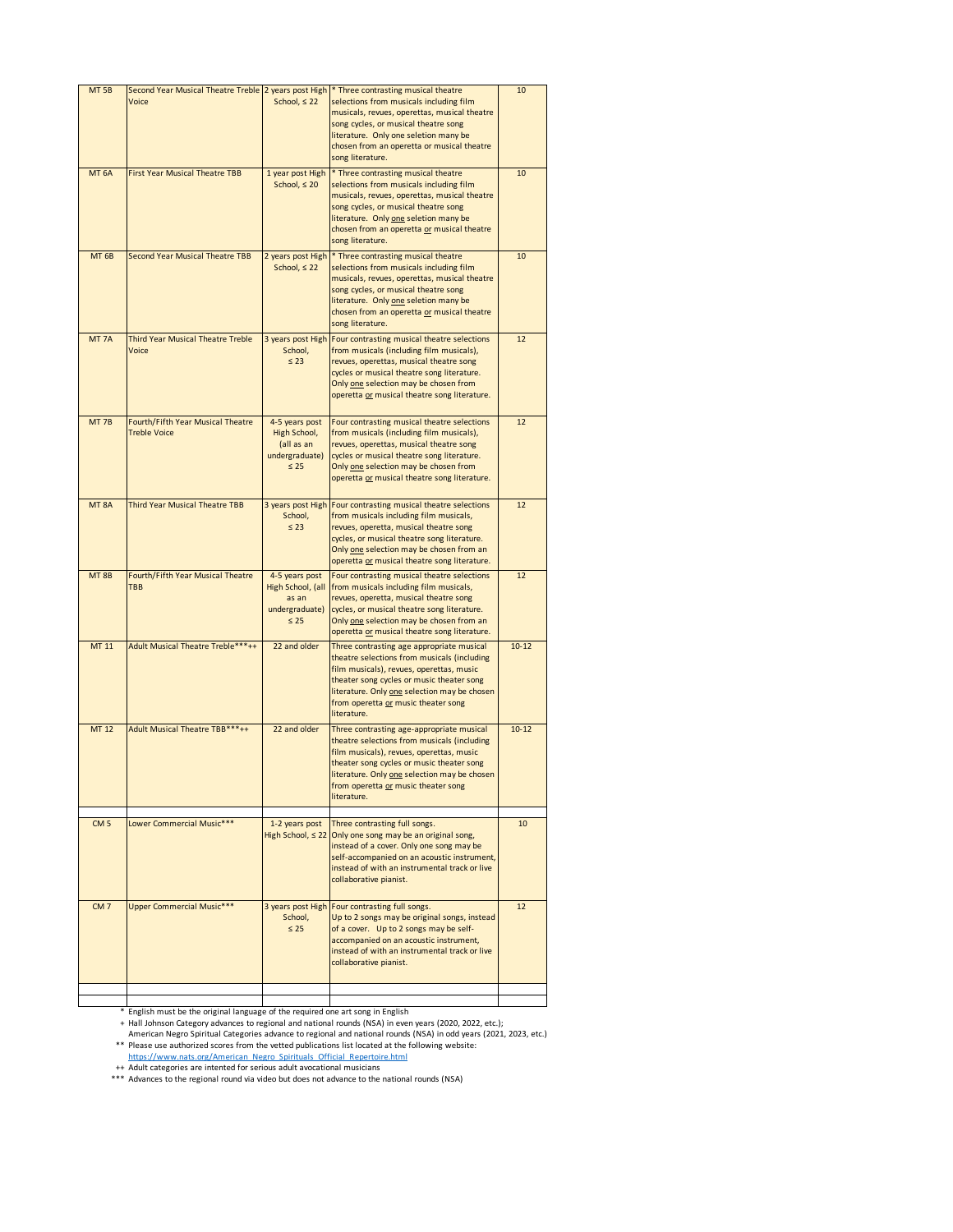| | | | | |
|---|---|---|---|---|
| MT 5B | Second Year Musical Theatre Treble Voice | 2 years post High School, ≤ 22 | * Three contrasting musical theatre selections from musicals including film musicals, revues, operettas, musical theatre song cycles, or musical theatre song literature. Only one seletion many be chosen from an operetta or musical theatre song literature. | 10 |
| MT 6A | First Year Musical Theatre TBB | 1 year post High School, ≤ 20 | * Three contrasting musical theatre selections from musicals including film musicals, revues, operettas, musical theatre song cycles, or musical theatre song literature. Only one seletion many be chosen from an operetta or musical theatre song literature. | 10 |
| MT 6B | Second Year Musical Theatre TBB | 2 years post High School, ≤ 22 | * Three contrasting musical theatre selections from musicals including film musicals, revues, operettas, musical theatre song cycles, or musical theatre song literature. Only one seletion many be chosen from an operetta or musical theatre song literature. | 10 |
| MT 7A | Third Year Musical Theatre Treble Voice | 3 years post High School, ≤ 23 | Four contrasting musical theatre selections from musicals (including film musicals), revues, operettas, musical theatre song cycles or musical theatre song literature. Only one selection may be chosen from operetta or musical theatre song literature. | 12 |
| MT 7B | Fourth/Fifth Year Musical Theatre Treble Voice | 4-5 years post High School, (all as an undergraduate) ≤ 25 | Four contrasting musical theatre selections from musicals (including film musicals), revues, operettas, musical theatre song cycles or musical theatre song literature. Only one selection may be chosen from operetta or musical theatre song literature. | 12 |
| MT 8A | Third Year Musical Theatre TBB | 3 years post High School, ≤ 23 | Four contrasting musical theatre selections from musicals including film musicals, revues, operetta, musical theatre song cycles, or musical theatre song literature. Only one selection may be chosen from an operetta or musical theatre song literature. | 12 |
| MT 8B | Fourth/Fifth Year Musical Theatre TBB | 4-5 years post High School, (all as an undergraduate) ≤ 25 | Four contrasting musical theatre selections from musicals including film musicals, revues, operetta, musical theatre song cycles, or musical theatre song literature. Only one selection may be chosen from an operetta or musical theatre song literature. | 12 |
| MT 11 | Adult Musical Theatre Treble***++ | 22 and older | Three contrasting age appropriate musical theatre selections from musicals (including film musicals), revues, operettas, music theater song cycles or music theater song literature. Only one selection may be chosen from operetta or music theater song literature. | 10-12 |
| MT 12 | Adult Musical Theatre TBB***++ | 22 and older | Three contrasting age-appropriate musical theatre selections from musicals (including film musicals), revues, operettas, music theater song cycles or music theater song literature. Only one selection may be chosen from operetta or music theater song literature. | 10-12 |
| | | | | |
| CM 5 | Lower Commercial Music*** | 1-2 years post High School, ≤ 22 | Three contrasting full songs. Only one song may be an original song, instead of a cover. Only one song may be self-accompanied on an acoustic instrument, instead of with an instrumental track or live collaborative pianist. | 10 |
| CM 7 | Upper Commercial Music*** | 3 years post High School, ≤ 25 | Four contrasting full songs. Up to 2 songs may be original songs, instead of a cover. Up to 2 songs may be self-accompanied on an acoustic instrument, instead of with an instrumental track or live collaborative pianist. | 12 |
| | | | | |
| | | | | |

\* English must be the original language of the required one art song in English

\+ Hall Johnson Category advances to regional and national rounds (NSA) in even years (2020, 2022, etc.);
American Negro Spiritual Categories advance to regional and national rounds (NSA) in odd years (2021, 2023, etc.)

\*\* Please use authorized scores from the vetted publications list located at the following website:
https://www.nats.org/American_Negro_Spirituals_Official_Repertoire.html

++ Adult categories are intented for serious adult avocational musicians

\*\*\* Advances to the regional round via video but does not advance to the national rounds (NSA)